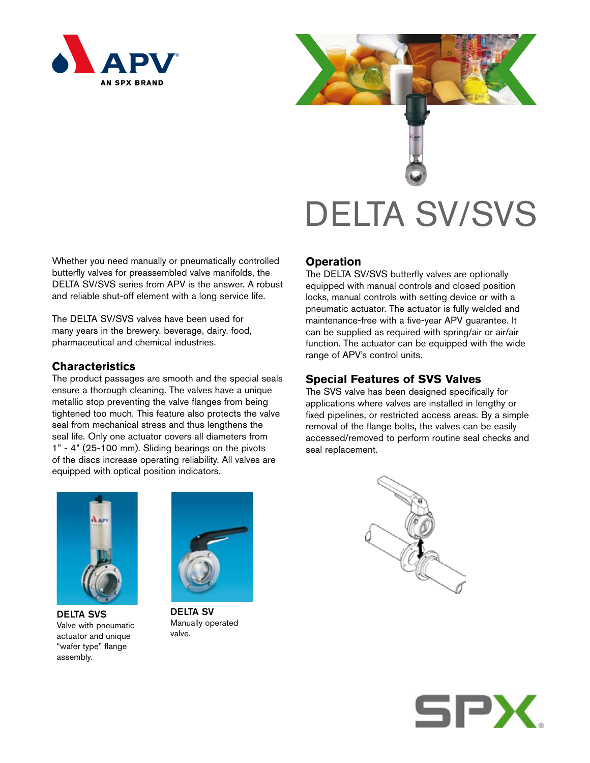# DELTA SV/SVS

Whether you need manually or pneumatically controlled butterfly valves for preassembled valve manifolds, the DELTA SV/SVS series from APV is the answer. A robust and reliable shut-off element with a long service life.

The DELTA SV/SVS valves have been used for many years in the brewery, beverage, dairy, food, pharmaceutical and chemical industries.

## Characteristics

The product passages are smooth and the special seals ensure a thorough cleaning. The valves have a unique metallic stop preventing the valve flanges from being tightened too much. This feature also protects the valve seal from mechanical stress and thus lengthens the seal life. Only one actuator covers all diameters from 1" - 4" (25-100 mm). Sliding bearings on the pivots of the discs increase operating reliability. All valves are equipped with optical position indicators.

**DELTA SVS**
Valve with pneumatic actuator and unique "wafer type" flange assembly.

**DELTA SV**
Manually operated valve.

## Operation

The DELTA SV/SVS butterfly valves are optionally equipped with manual controls and closed position locks, manual controls with setting device or with a pneumatic actuator. The actuator is fully welded and maintenance-free with a five-year APV guarantee. It can be supplied as required with spring/air or air/air function. The actuator can be equipped with the wide range of APV's control units.

## Special Features of SVS Valves

The SVS valve has been designed specifically for applications where valves are installed in lengthy or fixed pipelines, or restricted access areas. By a simple removal of the flange bolts, the valves can be easily accessed/removed to perform routine seal checks and seal replacement.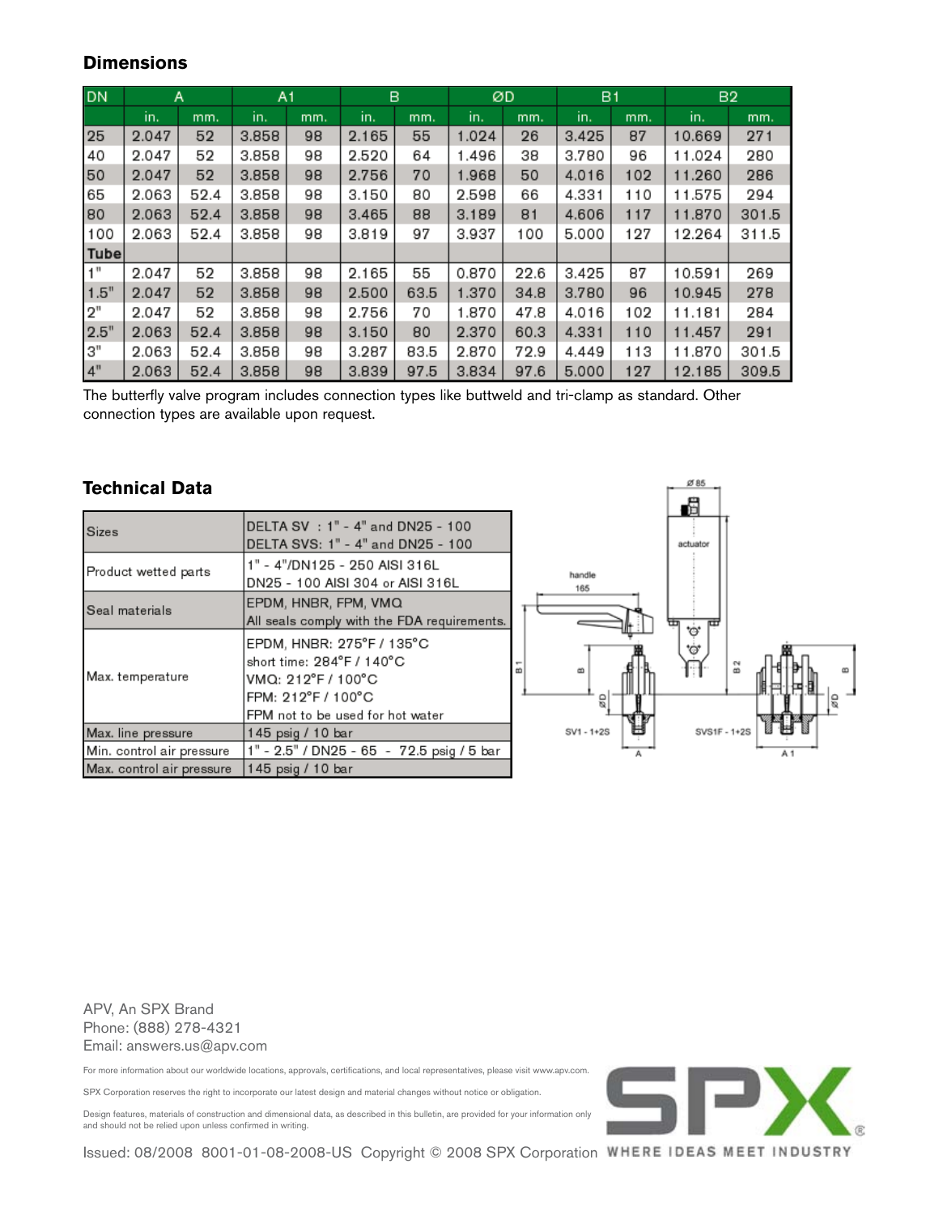## Dimensions

| DN | A | | A1 | | B | | ØD | | B1 | | B2 | |
|---|---|---|---|---|---|---|---|---|---|---|---|---|
| | in. | mm. | in. | mm. | in. | mm. | in. | mm. | in. | mm. | in. | mm. |
| 25 | 2.047 | 52 | 3.858 | 98 | 2.165 | 55 | 1.024 | 26 | 3.425 | 87 | 10.669 | 271 |
| 40 | 2.047 | 52 | 3.858 | 98 | 2.520 | 64 | 1.496 | 38 | 3.780 | 96 | 11.024 | 280 |
| 50 | 2.047 | 52 | 3.858 | 98 | 2.756 | 70 | 1.968 | 50 | 4.016 | 102 | 11.260 | 286 |
| 65 | 2.063 | 52.4 | 3.858 | 98 | 3.150 | 80 | 2.598 | 66 | 4.331 | 110 | 11.575 | 294 |
| 80 | 2.063 | 52.4 | 3.858 | 98 | 3.465 | 88 | 3.189 | 81 | 4.606 | 117 | 11.870 | 301.5 |
| 100 | 2.063 | 52.4 | 3.858 | 98 | 3.819 | 97 | 3.937 | 100 | 5.000 | 127 | 12.264 | 311.5 |
| **Tube** | | | | | | | | | | | | |
| 1" | 2.047 | 52 | 3.858 | 98 | 2.165 | 55 | 0.870 | 22.6 | 3.425 | 87 | 10.591 | 269 |
| 1.5" | 2.047 | 52 | 3.858 | 98 | 2.500 | 63.5 | 1.370 | 34.8 | 3.780 | 96 | 10.945 | 278 |
| 2" | 2.047 | 52 | 3.858 | 98 | 2.756 | 70 | 1.870 | 47.8 | 4.016 | 102 | 11.181 | 284 |
| 2.5" | 2.063 | 52.4 | 3.858 | 98 | 3.150 | 80 | 2.370 | 60.3 | 4.331 | 110 | 11.457 | 291 |
| 3" | 2.063 | 52.4 | 3.858 | 98 | 3.287 | 83.5 | 2.870 | 72.9 | 4.449 | 113 | 11.870 | 301.5 |
| 4" | 2.063 | 52.4 | 3.858 | 98 | 3.839 | 97.5 | 3.834 | 97.6 | 5.000 | 127 | 12.185 | 309.5 |

The butterfly valve program includes connection types like buttweld and tri-clamp as standard. Other connection types are available upon request.

## Technical Data

| | |
|---|---|
| Sizes | DELTA SV : 1" - 4" and DN25 - 100<br>DELTA SVS: 1" - 4" and DN25 - 100 |
| Product wetted parts | 1" - 4"/DN125 - 250 AISI 316L<br>DN25 - 100 AISI 304 or AISI 316L |
| Seal materials | EPDM, HNBR, FPM, VMQ<br>All seals comply with the FDA requirements. |
| Max. temperature | EPDM, HNBR: 275°F / 135°C<br>short time: 284°F / 140°C<br>VMQ: 212°F / 100°C<br>FPM: 212°F / 100°C<br>FPM not to be used for hot water |
| Max. line pressure | 145 psig / 10 bar |
| Min. control air pressure | 1" - 2.5" / DN25 - 65 - 72.5 psig / 5 bar |
| Max. control air pressure | 145 psig / 10 bar |

Ø 85
actuator
handle
165
B1
B
ØD
SV1 - 1+2S
A
B2
B
ØD
SVS1F - 1+2S
A 1

APV, An SPX Brand
Phone: (888) 278-4321
Email: answers.us@apv.com

For more information about our worldwide locations, approvals, certifications, and local representatives, please visit www.apv.com.

SPX Corporation reserves the right to incorporate our latest design and material changes without notice or obligation.

Design features, materials of construction and dimensional data, as described in this bulletin, are provided for your information only and should not be relied upon unless confirmed in writing.

Issued: 08/2008 8001-01-08-2008-US Copyright © 2008 SPX Corporation

SPX® WHERE IDEAS MEET INDUSTRY